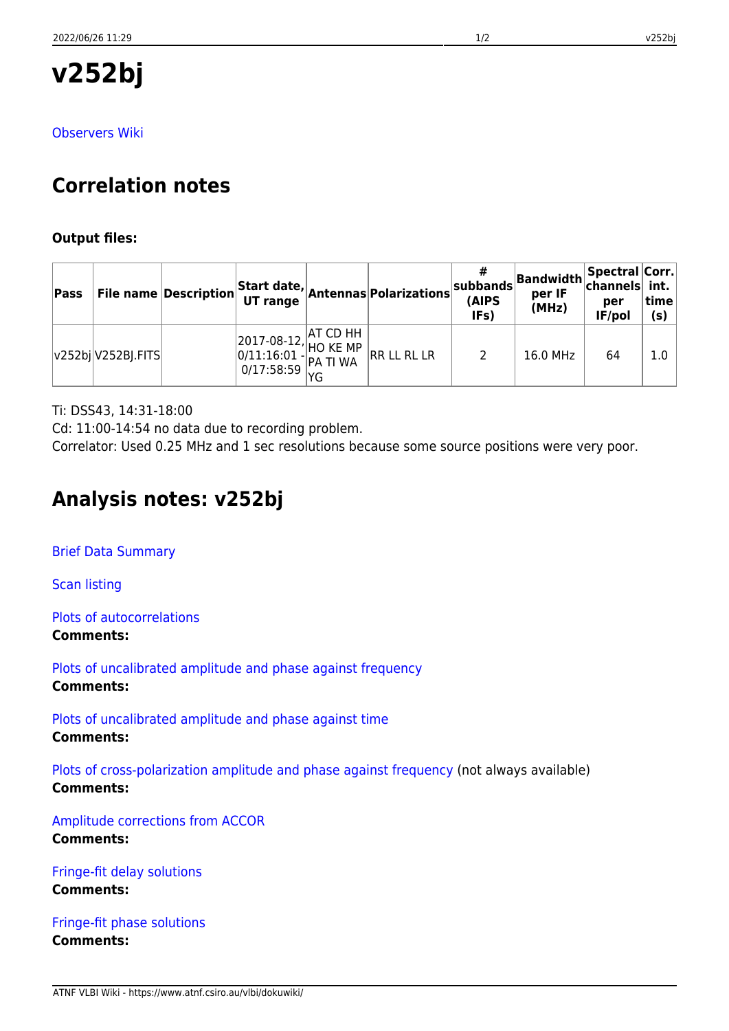# v252bj

Observers Wiki

## Correlation notes

**Output files:**

| Pass | File name | Description | Start date, UT range | Antennas | Polarizations | # subbands (AIPS IFs) | Bandwidth per IF (MHz) | Spectral channels per IF/pol | Corr. int. time (s) |
|---|---|---|---|---|---|---|---|---|---|
| v252bj | V252BJ.FITS | | 2017-08-12, 0/11:16:01 - 0/17:58:59 | AT CD HH HO KE MP PA TI WA YG | RR LL RL LR | 2 | 16.0 MHz | 64 | 1.0 |

Ti: DSS43, 14:31-18:00
Cd: 11:00-14:54 no data due to recording problem.
Correlator: Used 0.25 MHz and 1 sec resolutions because some source positions were very poor.

## Analysis notes: v252bj

Brief Data Summary

Scan listing

Plots of autocorrelations
**Comments:**

Plots of uncalibrated amplitude and phase against frequency
**Comments:**

Plots of uncalibrated amplitude and phase against time
**Comments:**

Plots of cross-polarization amplitude and phase against frequency (not always available)
**Comments:**

Amplitude corrections from ACCOR
**Comments:**

Fringe-fit delay solutions
**Comments:**

Fringe-fit phase solutions
**Comments:**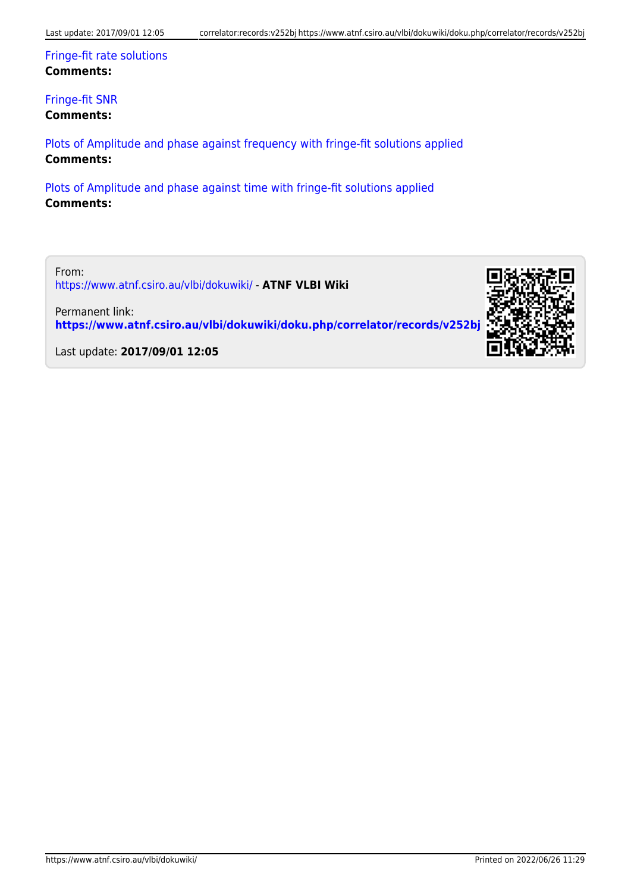Fringe-fit rate solutions
**Comments:**

Fringe-fit SNR
**Comments:**

Plots of Amplitude and phase against frequency with fringe-fit solutions applied
**Comments:**

Plots of Amplitude and phase against time with fringe-fit solutions applied
**Comments:**

From:
https://www.atnf.csiro.au/vlbi/dokuwiki/ - **ATNF VLBI Wiki**

Permanent link:
**https://www.atnf.csiro.au/vlbi/dokuwiki/doku.php/correlator/records/v252bj**

Last update: **2017/09/01 12:05**